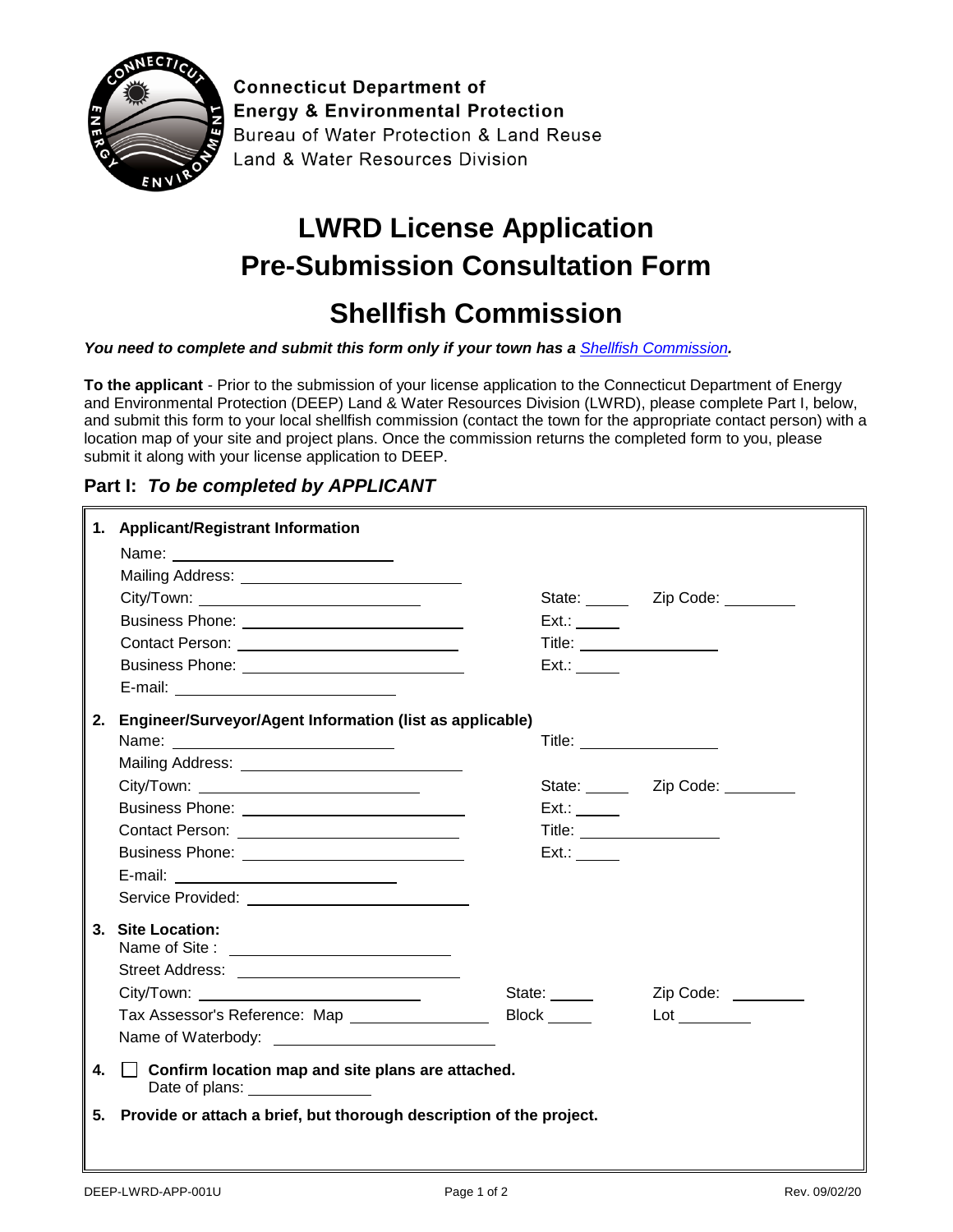Connecticut Department of
Energy & Environmental Protection
Bureau of Water Protection & Land Reuse
Land & Water Resources Division

# LWRD License Application
# Pre-Submission Consultation Form

## Shellfish Commission

***You need to complete and submit this form only if your town has a Shellfish Commission.***

**To the applicant** - Prior to the submission of your license application to the Connecticut Department of Energy and Environmental Protection (DEEP) Land & Water Resources Division (LWRD), please complete Part I, below, and submit this form to your local shellfish commission (contact the town for the appropriate contact person) with a location map of your site and project plans. Once the commission returns the completed form to you, please submit it along with your license application to DEEP.

### Part I: *To be completed by APPLICANT*

**1. Applicant/Registrant Information**

Name: ______________________

Mailing Address: ______________________

City/Town: ______________________ State: _____ Zip Code: ________

Business Phone: ______________________ Ext.: _____

Contact Person: ______________________ Title: ______________

Business Phone: ______________________ Ext.: _____

E-mail: ______________________

**2. Engineer/Surveyor/Agent Information (list as applicable)**

Name: ______________________ Title: ______________

Mailing Address: ______________________

City/Town: ______________________ State: _____ Zip Code: ________

Business Phone: ______________________ Ext.: _____

Contact Person: ______________________ Title: ______________

Business Phone: ______________________ Ext.: _____

E-mail: ______________________

Service Provided: ______________________

**3. Site Location:**

Name of Site : ______________________

Street Address: ______________________

City/Town: ______________________ State: _____ Zip Code: ________

Tax Assessor's Reference: Map ______________ Block _____ Lot ________

Name of Waterbody: ______________________

**4.** ☐ **Confirm location map and site plans are attached.**

Date of plans: ______________

**5. Provide or attach a brief, but thorough description of the project.**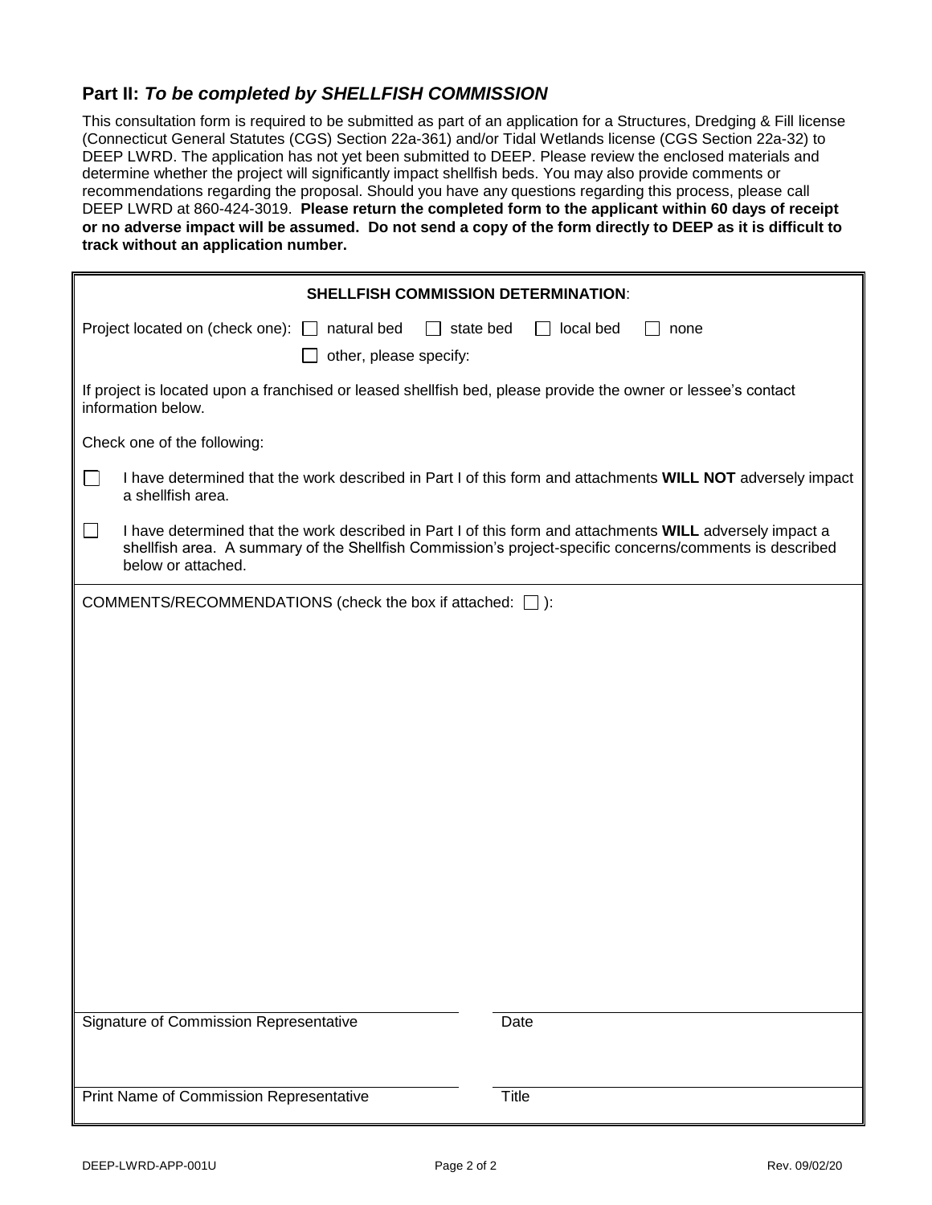## Part II: *To be completed by SHELLFISH COMMISSION*

This consultation form is required to be submitted as part of an application for a Structures, Dredging & Fill license (Connecticut General Statutes (CGS) Section 22a-361) and/or Tidal Wetlands license (CGS Section 22a-32) to DEEP LWRD. The application has not yet been submitted to DEEP. Please review the enclosed materials and determine whether the project will significantly impact shellfish beds. You may also provide comments or recommendations regarding the proposal. Should you have any questions regarding this process, please call DEEP LWRD at 860-424-3019. **Please return the completed form to the applicant within 60 days of receipt or no adverse impact will be assumed. Do not send a copy of the form directly to DEEP as it is difficult to track without an application number.**

**SHELLFISH COMMISSION DETERMINATION**:

Project located on (check one): ☐ natural bed ☐ state bed ☐ local bed ☐ none

☐ other, please specify:

If project is located upon a franchised or leased shellfish bed, please provide the owner or lessee's contact information below.

Check one of the following:

☐ I have determined that the work described in Part I of this form and attachments **WILL NOT** adversely impact a shellfish area.

☐ I have determined that the work described in Part I of this form and attachments **WILL** adversely impact a shellfish area. A summary of the Shellfish Commission's project-specific concerns/comments is described below or attached.

COMMENTS/RECOMMENDATIONS (check the box if attached: ☐ ):

| | |
|---|---|
| Signature of Commission Representative | Date |
| Print Name of Commission Representative | Title |

DEEP-LWRD-APP-001U

Rev. 09/02/20